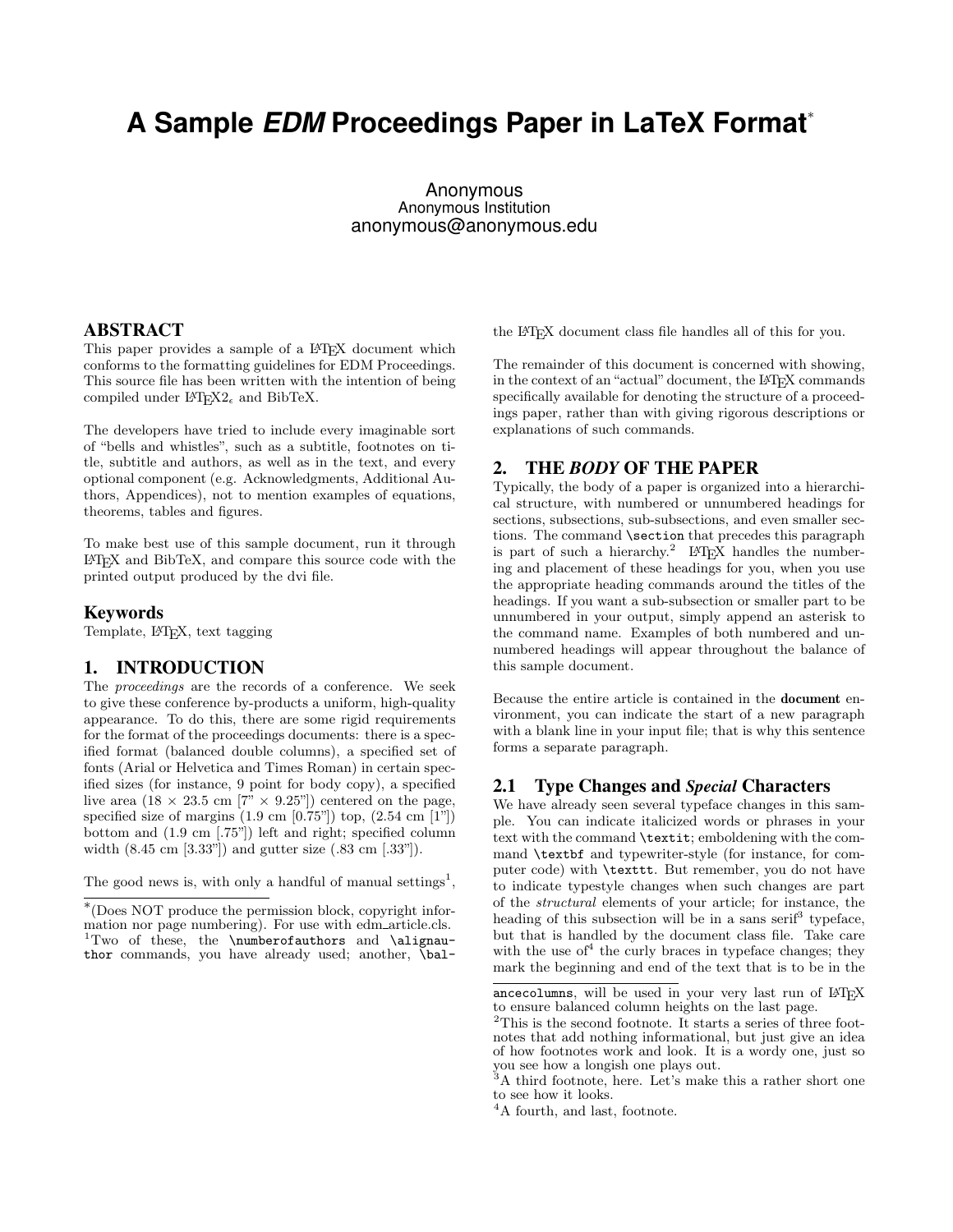# A Sample *EDM* Proceedings Paper in LaTeX Format[*]

Anonymous
Anonymous Institution
anonymous@anonymous.edu

## ABSTRACT

This paper provides a sample of a LaTeX document which conforms to the formatting guidelines for EDM Proceedings. This source file has been written with the intention of being compiled under LaTeX$2_\epsilon$ and BibTeX.

The developers have tried to include every imaginable sort of "bells and whistles", such as a subtitle, footnotes on title, subtitle and authors, as well as in the text, and every optional component (e.g. Acknowledgments, Additional Authors, Appendices), not to mention examples of equations, theorems, tables and figures.

To make best use of this sample document, run it through LaTeX and BibTeX, and compare this source code with the printed output produced by the dvi file.

### Keywords

Template, LaTeX, text tagging

## 1. INTRODUCTION

The *proceedings* are the records of a conference. We seek to give these conference by-products a uniform, high-quality appearance. To do this, there are some rigid requirements for the format of the proceedings documents: there is a specified format (balanced double columns), a specified set of fonts (Arial or Helvetica and Times Roman) in certain specified sizes (for instance, 9 point for body copy), a specified live area (18 × 23.5 cm [7" × 9.25"]) centered on the page, specified size of margins (1.9 cm [0.75"]) top, (2.54 cm [1"]) bottom and (1.9 cm [.75"]) left and right; specified column width (8.45 cm [3.33"]) and gutter size (.83 cm [.33"]).

The good news is, with only a handful of manual settings[1], the LaTeX document class file handles all of this for you.

The remainder of this document is concerned with showing, in the context of an "actual" document, the LaTeX commands specifically available for denoting the structure of a proceedings paper, rather than with giving rigorous descriptions or explanations of such commands.

## 2. THE *BODY* OF THE PAPER

Typically, the body of a paper is organized into a hierarchical structure, with numbered or unnumbered headings for sections, subsections, sub-subsections, and even smaller sections. The command `\section` that precedes this paragraph is part of such a hierarchy.[2] LaTeX handles the numbering and placement of these headings for you, when you use the appropriate heading commands around the titles of the headings. If you want a sub-subsection or smaller part to be unnumbered in your output, simply append an asterisk to the command name. Examples of both numbered and unnumbered headings will appear throughout the balance of this sample document.

Because the entire article is contained in the **document** environment, you can indicate the start of a new paragraph with a blank line in your input file; that is why this sentence forms a separate paragraph.

### 2.1 Type Changes and *Special* Characters

We have already seen several typeface changes in this sample. You can indicate italicized words or phrases in your text with the command `\textit`; emboldening with the command `\textbf` and typewriter-style (for instance, for computer code) with `\texttt`. But remember, you do not have to indicate typestyle changes when such changes are part of the *structural* elements of your article; for instance, the heading of this subsection will be in a sans serif[3] typeface, but that is handled by the document class file. Take care with the use of[4] the curly braces in typeface changes; they mark the beginning and end of the text that is to be in the

---

[*](Does NOT produce the permission block, copyright information nor page numbering). For use with edm_article.cls.

[1]Two of these, the `\numberofauthors` and `\alignauthor` commands, you have already used; another, `\balancecolumns`, will be used in your very last run of LaTeX to ensure balanced column heights on the last page.

[2]This is the second footnote. It starts a series of three footnotes that add nothing informational, but just give an idea of how footnotes work and look. It is a wordy one, just so you see how a longish one plays out.

[3]A third footnote, here. Let's make this a rather short one to see how it looks.

[4]A fourth, and last, footnote.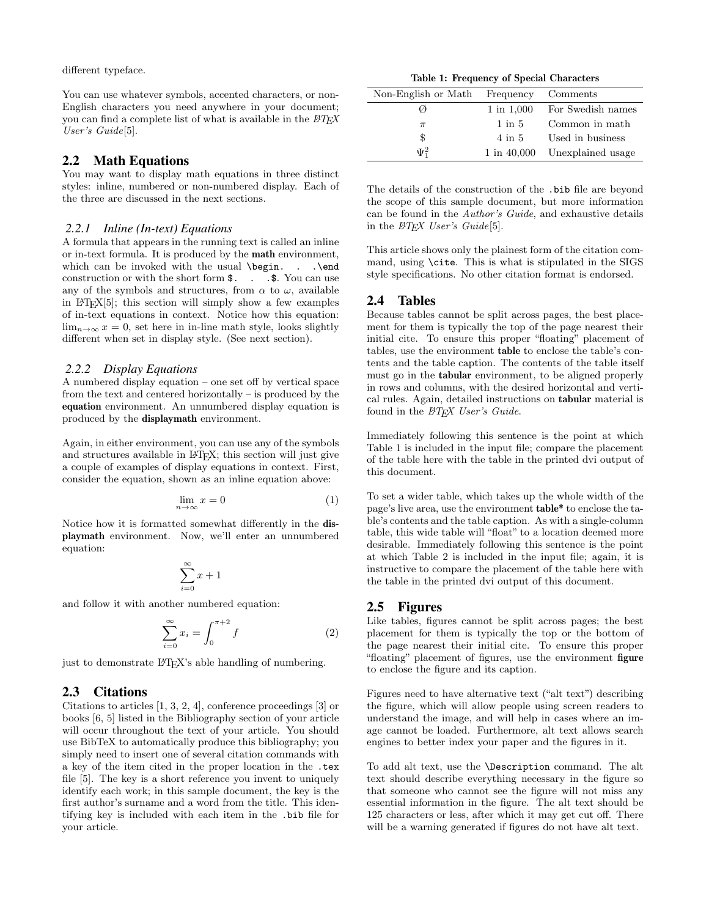different typeface.

You can use whatever symbols, accented characters, or non-English characters you need anywhere in your document; you can find a complete list of what is available in the *LaTeX User's Guide*[5].

## 2.2 Math Equations

You may want to display math equations in three distinct styles: inline, numbered or non-numbered display. Each of the three are discussed in the next sections.

### *2.2.1 Inline (In-text) Equations*

A formula that appears in the running text is called an inline or in-text formula. It is produced by the **math** environment, which can be invoked with the usual `\begin. . .\end` construction or with the short form `$. . .$`. You can use any of the symbols and structures, from $\alpha$ to $\omega$, available in LaTeX[5]; this section will simply show a few examples of in-text equations in context. Notice how this equation: $\lim_{n\rightarrow \infty}x=0$, set here in in-line math style, looks slightly different when set in display style. (See next section).

### *2.2.2 Display Equations*

A numbered display equation – one set off by vertical space from the text and centered horizontally – is produced by the **equation** environment. An unnumbered display equation is produced by the **displaymath** environment.

Again, in either environment, you can use any of the symbols and structures available in LaTeX; this section will just give a couple of examples of display equations in context. First, consider the equation, shown as an inline equation above:

$$\lim_{n\rightarrow \infty}x=0 \tag{1}$$

Notice how it is formatted somewhat differently in the **displaymath** environment. Now, we'll enter an unnumbered equation:

$$\sum_{i=0}^{\infty} x + 1$$

and follow it with another numbered equation:

$$\sum_{i=0}^{\infty}x_i=\int_{0}^{\pi+2} f \tag{2}$$

just to demonstrate LaTeX's able handling of numbering.

## 2.3 Citations

Citations to articles [1, 3, 2, 4], conference proceedings [3] or books [6, 5] listed in the Bibliography section of your article will occur throughout the text of your article. You should use BibTeX to automatically produce this bibliography; you simply need to insert one of several citation commands with a key of the item cited in the proper location in the `.tex` file [5]. The key is a short reference you invent to uniquely identify each work; in this sample document, the key is the first author's surname and a word from the title. This identifying key is included with each item in the `.bib` file for your article.

**Table 1: Frequency of Special Characters**

| Non-English or Math | Frequency | Comments |
|---|---|---|
| Ø | 1 in 1,000 | For Swedish names |
| $\pi$ | 1 in 5 | Common in math |
| \$ | 4 in 5 | Used in business |
| $\Psi^2_1$ | 1 in 40,000 | Unexplained usage |

The details of the construction of the `.bib` file are beyond the scope of this sample document, but more information can be found in the *Author's Guide*, and exhaustive details in the *LaTeX User's Guide*[5].

This article shows only the plainest form of the citation command, using `\cite`. This is what is stipulated in the SIGS style specifications. No other citation format is endorsed.

## 2.4 Tables

Because tables cannot be split across pages, the best placement for them is typically the top of the page nearest their initial cite. To ensure this proper "floating" placement of tables, use the environment **table** to enclose the table's contents and the table caption. The contents of the table itself must go in the **tabular** environment, to be aligned properly in rows and columns, with the desired horizontal and vertical rules. Again, detailed instructions on **tabular** material is found in the *LaTeX User's Guide*.

Immediately following this sentence is the point at which Table 1 is included in the input file; compare the placement of the table here with the table in the printed dvi output of this document.

To set a wider table, which takes up the whole width of the page's live area, use the environment **table*** to enclose the table's contents and the table caption. As with a single-column table, this wide table will "float" to a location deemed more desirable. Immediately following this sentence is the point at which Table 2 is included in the input file; again, it is instructive to compare the placement of the table here with the table in the printed dvi output of this document.

## 2.5 Figures

Like tables, figures cannot be split across pages; the best placement for them is typically the top or the bottom of the page nearest their initial cite. To ensure this proper "floating" placement of figures, use the environment **figure** to enclose the figure and its caption.

Figures need to have alternative text ("alt text") describing the figure, which will allow people using screen readers to understand the image, and will help in cases where an image cannot be loaded. Furthermore, alt text allows search engines to better index your paper and the figures in it.

To add alt text, use the `\Description` command. The alt text should describe everything necessary in the figure so that someone who cannot see the figure will not miss any essential information in the figure. The alt text should be 125 characters or less, after which it may get cut off. There will be a warning generated if figures do not have alt text.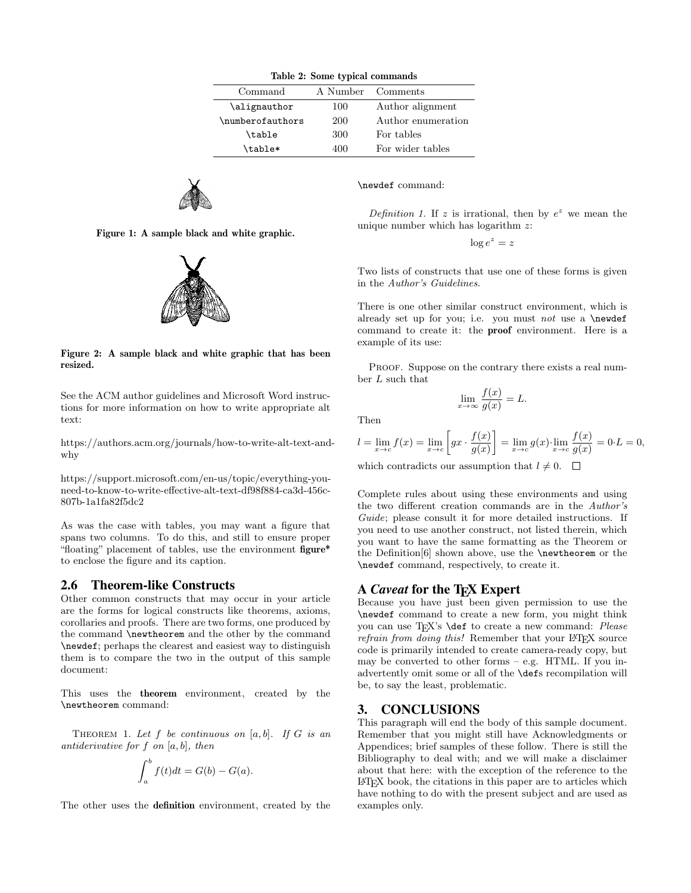**Table 2: Some typical commands**

| Command | A Number | Comments |
|---|---|---|
| `\alignauthor` | 100 | Author alignment |
| `\numberofauthors` | 200 | Author enumeration |
| `\table` | 300 | For tables |
| `\table*` | 400 | For wider tables |

**Figure 1: A sample black and white graphic.**

**Figure 2: A sample black and white graphic that has been resized.**

See the ACM author guidelines and Microsoft Word instructions for more information on how to write appropriate alt text:

https://authors.acm.org/journals/how-to-write-alt-text-and-why

https://support.microsoft.com/en-us/topic/everything-you-need-to-know-to-write-effective-alt-text-df98f884-ca3d-456c-807b-1a1fa82f5dc2

As was the case with tables, you may want a figure that spans two columns. To do this, and still to ensure proper "floating" placement of tables, use the environment **figure*** to enclose the figure and its caption.

## 2.6 Theorem-like Constructs

Other common constructs that may occur in your article are the forms for logical constructs like theorems, axioms, corollaries and proofs. There are two forms, one produced by the command `\newtheorem` and the other by the command `\newdef`; perhaps the clearest and easiest way to distinguish them is to compare the two in the output of this sample document:

This uses the **theorem** environment, created by the `\newtheorem` command:

THEOREM 1. *Let $f$ be continuous on $[a, b]$. If $G$ is an antiderivative for $f$ on $[a, b]$, then*

$$\int_a^b f(t)dt = G(b) - G(a).$$

The other uses the **definition** environment, created by the `\newdef` command:

*Definition 1.* If $z$ is irrational, then by $e^z$ we mean the unique number which has logarithm $z$:

$$\log e^z = z$$

Two lists of constructs that use one of these forms is given in the *Author's Guidelines*.

There is one other similar construct environment, which is already set up for you; i.e. you must *not* use a `\newdef` command to create it: the **proof** environment. Here is a example of its use:

PROOF. Suppose on the contrary there exists a real number $L$ such that

$$\lim_{x\to\infty} \frac{f(x)}{g(x)} = L.$$

Then

$$l = \lim_{x\to c} f(x) = \lim_{x\to c} \left[ gx \cdot \frac{f(x)}{g(x)} \right] = \lim_{x\to c} g(x) \cdot \lim_{x\to c} \frac{f(x)}{g(x)} = 0 \cdot L = 0,$$

which contradicts our assumption that $l \neq 0$. □

Complete rules about using these environments and using the two different creation commands are in the *Author's Guide*; please consult it for more detailed instructions. If you need to use another construct, not listed therein, which you want to have the same formatting as the Theorem or the Definition[6] shown above, use the `\newtheorem` or the `\newdef` command, respectively, to create it.

## A *Caveat* for the TEX Expert

Because you have just been given permission to use the `\newdef` command to create a new form, you might think you can use TEX's `\def` to create a new command: *Please refrain from doing this!* Remember that your LATEX source code is primarily intended to create camera-ready copy, but may be converted to other forms – e.g. HTML. If you inadvertently omit some or all of the `\def`s recompilation will be, to say the least, problematic.

# 3. CONCLUSIONS

This paragraph will end the body of this sample document. Remember that you might still have Acknowledgments or Appendices; brief samples of these follow. There is still the Bibliography to deal with; and we will make a disclaimer about that here: with the exception of the reference to the LATEX book, the citations in this paper are to articles which have nothing to do with the present subject and are used as examples only.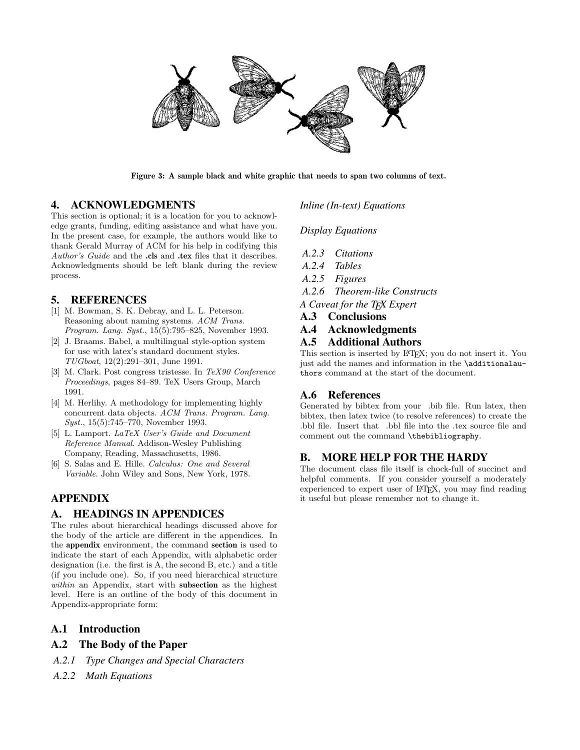Figure 3: A sample black and white graphic that needs to span two columns of text.

## 4. ACKNOWLEDGMENTS

This section is optional; it is a location for you to acknowledge grants, funding, editing assistance and what have you. In the present case, for example, the authors would like to thank Gerald Murray of ACM for his help in codifying this *Author's Guide* and the **.cls** and **.tex** files that it describes. Acknowledgments should be left blank during the review process.

## 5. REFERENCES

[1] M. Bowman, S. K. Debray, and L. L. Peterson. Reasoning about naming systems. *ACM Trans. Program. Lang. Syst.*, 15(5):795–825, November 1993.

[2] J. Braams. Babel, a multilingual style-option system for use with latex's standard document styles. *TUGboat*, 12(2):291–301, June 1991.

[3] M. Clark. Post congress tristesse. In *TeX90 Conference Proceedings*, pages 84–89. TeX Users Group, March 1991.

[4] M. Herlihy. A methodology for implementing highly concurrent data objects. *ACM Trans. Program. Lang. Syst.*, 15(5):745–770, November 1993.

[5] L. Lamport. *LaTeX User's Guide and Document Reference Manual*. Addison-Wesley Publishing Company, Reading, Massachusetts, 1986.

[6] S. Salas and E. Hille. *Calculus: One and Several Variable*. John Wiley and Sons, New York, 1978.

## APPENDIX

## A. HEADINGS IN APPENDICES

The rules about hierarchical headings discussed above for the body of the article are different in the appendices. In the **appendix** environment, the command **section** is used to indicate the start of each Appendix, with alphabetic order designation (i.e. the first is A, the second B, etc.) and a title (if you include one). So, if you need hierarchical structure *within* an Appendix, start with **subsection** as the highest level. Here is an outline of the body of this document in Appendix-appropriate form:

### A.1 Introduction

### A.2 The Body of the Paper

#### *A.2.1 Type Changes and Special Characters*

#### *A.2.2 Math Equations*

*Inline (In-text) Equations*

*Display Equations*

#### *A.2.3 Citations*

#### *A.2.4 Tables*

#### *A.2.5 Figures*

#### *A.2.6 Theorem-like Constructs*

*A Caveat for the TEX Expert*

### A.3 Conclusions

### A.4 Acknowledgments

### A.5 Additional Authors

This section is inserted by LATEX; you do not insert it. You just add the names and information in the `\additionalauthors` command at the start of the document.

### A.6 References

Generated by bibtex from your .bib file. Run latex, then bibtex, then latex twice (to resolve references) to create the .bbl file. Insert that .bbl file into the .tex source file and comment out the command `\thebibliography`.

## B. MORE HELP FOR THE HARDY

The document class file itself is chock-full of succinct and helpful comments. If you consider yourself a moderately experienced to expert user of LATEX, you may find reading it useful but please remember not to change it.